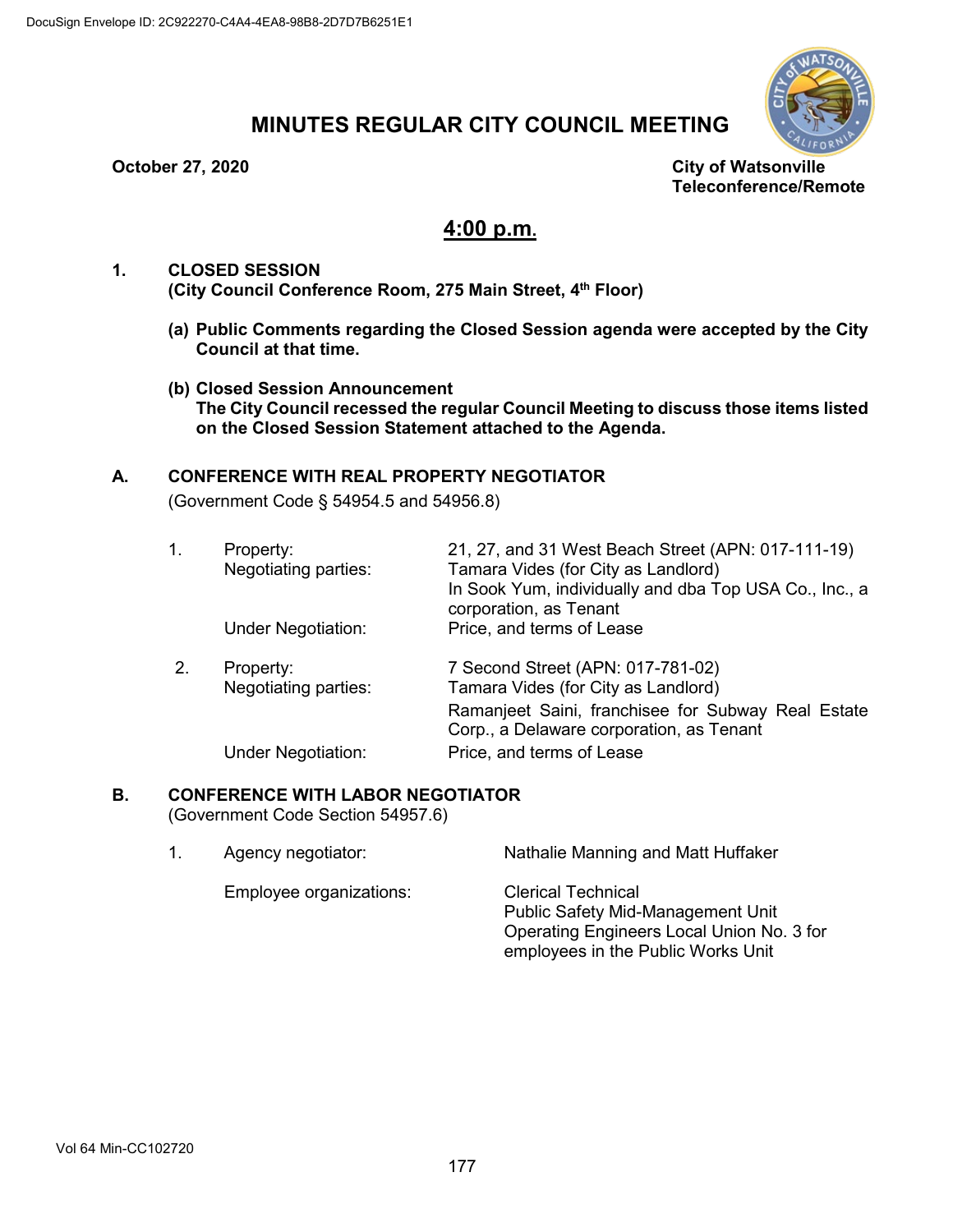# MINUTES REGULAR CITY COUNCIL MEETING

**October 27, 2020**

**City of Watsonville**
**Teleconference/Remote**

## 4:00 p.m.

**1. CLOSED SESSION**
**(City Council Conference Room, 275 Main Street, 4th Floor)**

**(a) Public Comments regarding the Closed Session agenda were accepted by the City Council at that time.**

**(b) Closed Session Announcement**
**The City Council recessed the regular Council Meeting to discuss those items listed on the Closed Session Statement attached to the Agenda.**

**A. CONFERENCE WITH REAL PROPERTY NEGOTIATOR**
(Government Code § 54954.5 and 54956.8)

1. Property: 21, 27, and 31 West Beach Street (APN: 017-111-19)
   Negotiating parties: Tamara Vides (for City as Landlord)
   In Sook Yum, individually and dba Top USA Co., Inc., a corporation, as Tenant
   Under Negotiation: Price, and terms of Lease

2. Property: 7 Second Street (APN: 017-781-02)
   Negotiating parties: Tamara Vides (for City as Landlord)
   Ramanjeet Saini, franchisee for Subway Real Estate Corp., a Delaware corporation, as Tenant
   Under Negotiation: Price, and terms of Lease

**B. CONFERENCE WITH LABOR NEGOTIATOR**
(Government Code Section 54957.6)

1. Agency negotiator: Nathalie Manning and Matt Huffaker

   Employee organizations: Clerical Technical
   Public Safety Mid-Management Unit
   Operating Engineers Local Union No. 3 for employees in the Public Works Unit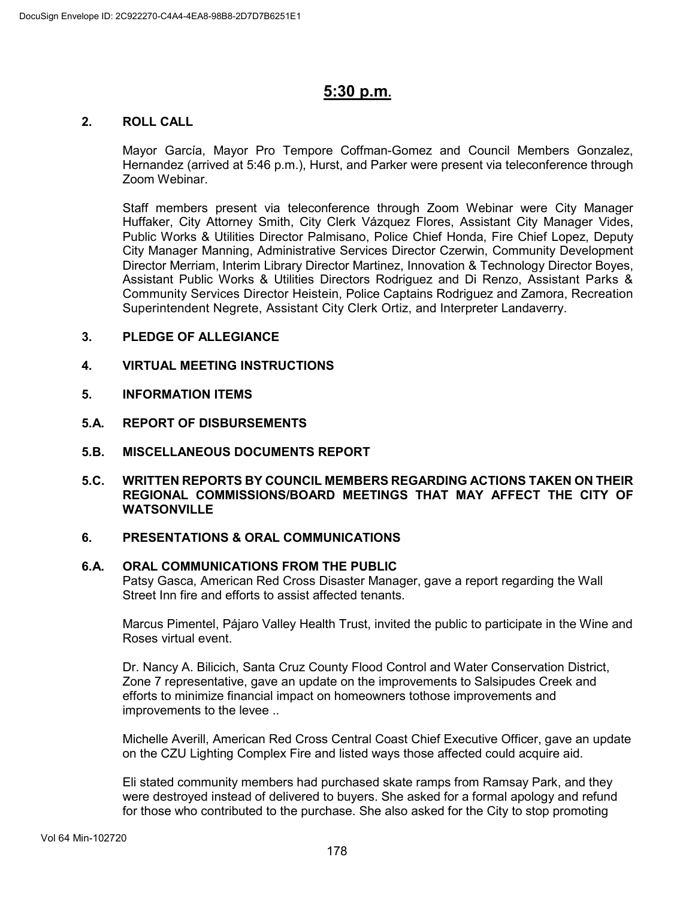# 5:30 p.m.

## 2. ROLL CALL

Mayor García, Mayor Pro Tempore Coffman-Gomez and Council Members Gonzalez, Hernandez (arrived at 5:46 p.m.), Hurst, and Parker were present via teleconference through Zoom Webinar.

Staff members present via teleconference through Zoom Webinar were City Manager Huffaker, City Attorney Smith, City Clerk Vázquez Flores, Assistant City Manager Vides, Public Works & Utilities Director Palmisano, Police Chief Honda, Fire Chief Lopez, Deputy City Manager Manning, Administrative Services Director Czerwin, Community Development Director Merriam, Interim Library Director Martinez, Innovation & Technology Director Boyes, Assistant Public Works & Utilities Directors Rodriguez and Di Renzo, Assistant Parks & Community Services Director Heistein, Police Captains Rodriguez and Zamora, Recreation Superintendent Negrete, Assistant City Clerk Ortiz, and Interpreter Landaverry.

## 3. PLEDGE OF ALLEGIANCE

## 4. VIRTUAL MEETING INSTRUCTIONS

## 5. INFORMATION ITEMS

## 5.A. REPORT OF DISBURSEMENTS

## 5.B. MISCELLANEOUS DOCUMENTS REPORT

## 5.C. WRITTEN REPORTS BY COUNCIL MEMBERS REGARDING ACTIONS TAKEN ON THEIR REGIONAL COMMISSIONS/BOARD MEETINGS THAT MAY AFFECT THE CITY OF WATSONVILLE

## 6. PRESENTATIONS & ORAL COMMUNICATIONS

## 6.A. ORAL COMMUNICATIONS FROM THE PUBLIC

Patsy Gasca, American Red Cross Disaster Manager, gave a report regarding the Wall Street Inn fire and efforts to assist affected tenants.

Marcus Pimentel, Pájaro Valley Health Trust, invited the public to participate in the Wine and Roses virtual event.

Dr. Nancy A. Bilicich, Santa Cruz County Flood Control and Water Conservation District, Zone 7 representative, gave an update on the improvements to Salsipudes Creek and efforts to minimize financial impact on homeowners tothose improvements and improvements to the levee ..

Michelle Averill, American Red Cross Central Coast Chief Executive Officer, gave an update on the CZU Lighting Complex Fire and listed ways those affected could acquire aid.

Eli stated community members had purchased skate ramps from Ramsay Park, and they were destroyed instead of delivered to buyers. She asked for a formal apology and refund for those who contributed to the purchase. She also asked for the City to stop promoting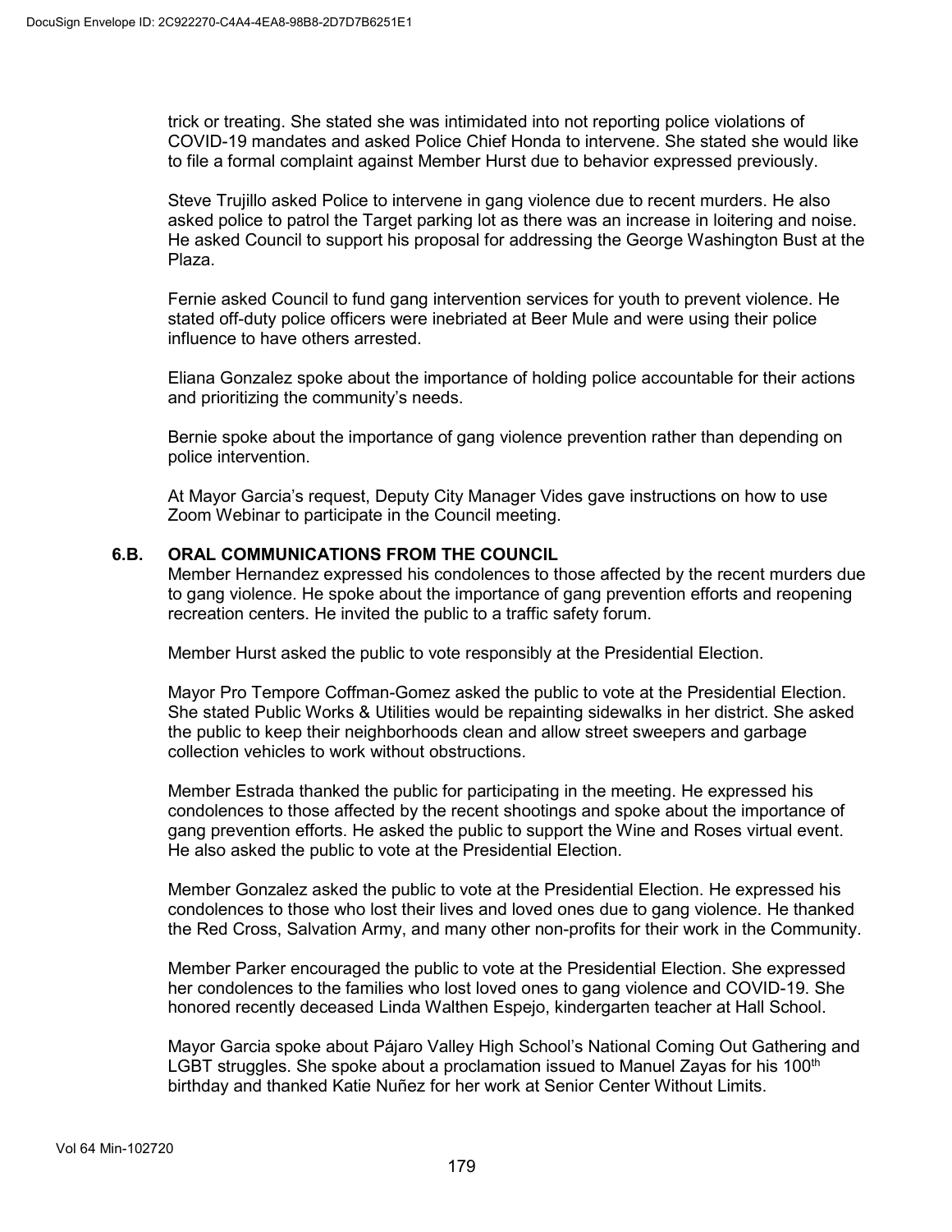trick or treating. She stated she was intimidated into not reporting police violations of COVID-19 mandates and asked Police Chief Honda to intervene. She stated she would like to file a formal complaint against Member Hurst due to behavior expressed previously.

Steve Trujillo asked Police to intervene in gang violence due to recent murders. He also asked police to patrol the Target parking lot as there was an increase in loitering and noise. He asked Council to support his proposal for addressing the George Washington Bust at the Plaza.

Fernie asked Council to fund gang intervention services for youth to prevent violence. He stated off-duty police officers were inebriated at Beer Mule and were using their police influence to have others arrested.

Eliana Gonzalez spoke about the importance of holding police accountable for their actions and prioritizing the community's needs.

Bernie spoke about the importance of gang violence prevention rather than depending on police intervention.

At Mayor Garcia's request, Deputy City Manager Vides gave instructions on how to use Zoom Webinar to participate in the Council meeting.

### 6.B. ORAL COMMUNICATIONS FROM THE COUNCIL

Member Hernandez expressed his condolences to those affected by the recent murders due to gang violence. He spoke about the importance of gang prevention efforts and reopening recreation centers. He invited the public to a traffic safety forum.

Member Hurst asked the public to vote responsibly at the Presidential Election.

Mayor Pro Tempore Coffman-Gomez asked the public to vote at the Presidential Election. She stated Public Works & Utilities would be repainting sidewalks in her district. She asked the public to keep their neighborhoods clean and allow street sweepers and garbage collection vehicles to work without obstructions.

Member Estrada thanked the public for participating in the meeting. He expressed his condolences to those affected by the recent shootings and spoke about the importance of gang prevention efforts. He asked the public to support the Wine and Roses virtual event. He also asked the public to vote at the Presidential Election.

Member Gonzalez asked the public to vote at the Presidential Election. He expressed his condolences to those who lost their lives and loved ones due to gang violence. He thanked the Red Cross, Salvation Army, and many other non-profits for their work in the Community.

Member Parker encouraged the public to vote at the Presidential Election. She expressed her condolences to the families who lost loved ones to gang violence and COVID-19. She honored recently deceased Linda Walthen Espejo, kindergarten teacher at Hall School.

Mayor Garcia spoke about Pájaro Valley High School's National Coming Out Gathering and LGBT struggles. She spoke about a proclamation issued to Manuel Zayas for his 100th birthday and thanked Katie Nuñez for her work at Senior Center Without Limits.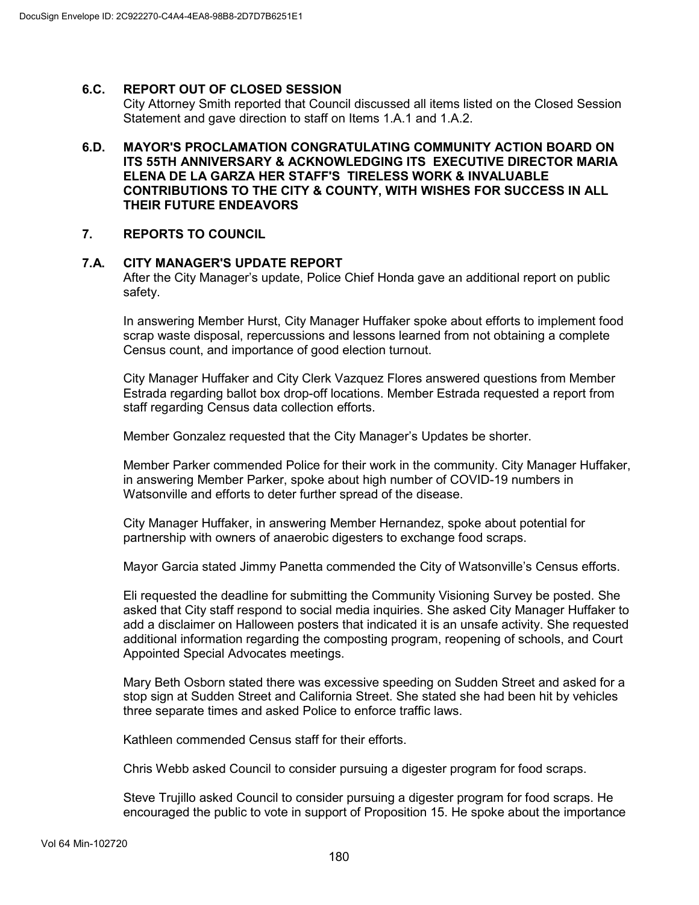## 6.C. REPORT OUT OF CLOSED SESSION

City Attorney Smith reported that Council discussed all items listed on the Closed Session Statement and gave direction to staff on Items 1.A.1 and 1.A.2.

## 6.D. MAYOR'S PROCLAMATION CONGRATULATING COMMUNITY ACTION BOARD ON ITS 55TH ANNIVERSARY & ACKNOWLEDGING ITS EXECUTIVE DIRECTOR MARIA ELENA DE LA GARZA HER STAFF'S TIRELESS WORK & INVALUABLE CONTRIBUTIONS TO THE CITY & COUNTY, WITH WISHES FOR SUCCESS IN ALL THEIR FUTURE ENDEAVORS

## 7. REPORTS TO COUNCIL

## 7.A. CITY MANAGER'S UPDATE REPORT

After the City Manager's update, Police Chief Honda gave an additional report on public safety.

In answering Member Hurst, City Manager Huffaker spoke about efforts to implement food scrap waste disposal, repercussions and lessons learned from not obtaining a complete Census count, and importance of good election turnout.

City Manager Huffaker and City Clerk Vazquez Flores answered questions from Member Estrada regarding ballot box drop-off locations. Member Estrada requested a report from staff regarding Census data collection efforts.

Member Gonzalez requested that the City Manager's Updates be shorter.

Member Parker commended Police for their work in the community. City Manager Huffaker, in answering Member Parker, spoke about high number of COVID-19 numbers in Watsonville and efforts to deter further spread of the disease.

City Manager Huffaker, in answering Member Hernandez, spoke about potential for partnership with owners of anaerobic digesters to exchange food scraps.

Mayor Garcia stated Jimmy Panetta commended the City of Watsonville's Census efforts.

Eli requested the deadline for submitting the Community Visioning Survey be posted. She asked that City staff respond to social media inquiries. She asked City Manager Huffaker to add a disclaimer on Halloween posters that indicated it is an unsafe activity. She requested additional information regarding the composting program, reopening of schools, and Court Appointed Special Advocates meetings.

Mary Beth Osborn stated there was excessive speeding on Sudden Street and asked for a stop sign at Sudden Street and California Street. She stated she had been hit by vehicles three separate times and asked Police to enforce traffic laws.

Kathleen commended Census staff for their efforts.

Chris Webb asked Council to consider pursuing a digester program for food scraps.

Steve Trujillo asked Council to consider pursuing a digester program for food scraps. He encouraged the public to vote in support of Proposition 15. He spoke about the importance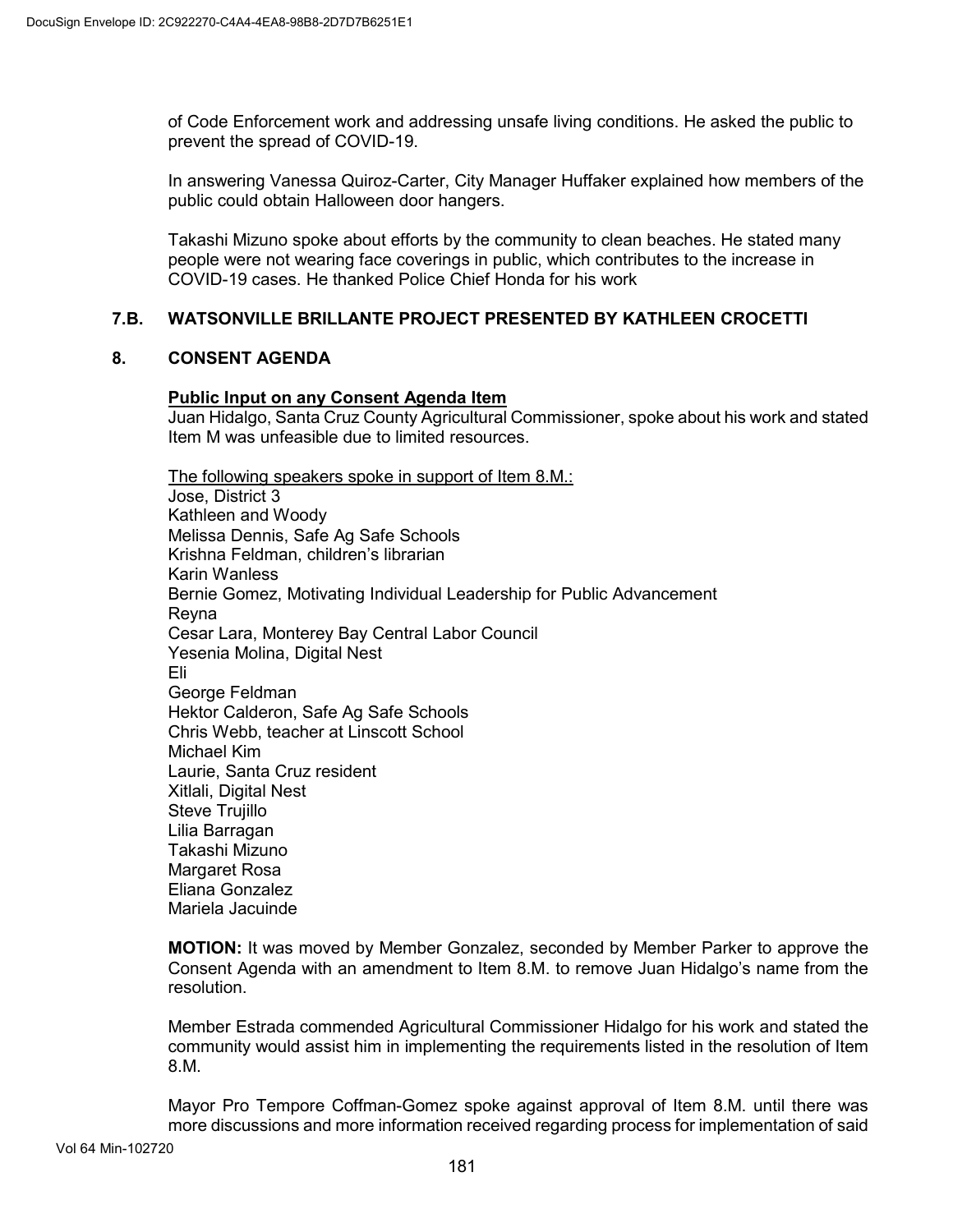of Code Enforcement work and addressing unsafe living conditions. He asked the public to prevent the spread of COVID-19.

In answering Vanessa Quiroz-Carter, City Manager Huffaker explained how members of the public could obtain Halloween door hangers.

Takashi Mizuno spoke about efforts by the community to clean beaches. He stated many people were not wearing face coverings in public, which contributes to the increase in COVID-19 cases. He thanked Police Chief Honda for his work

## 7.B. WATSONVILLE BRILLANTE PROJECT PRESENTED BY KATHLEEN CROCETTI

## 8. CONSENT AGENDA

**Public Input on any Consent Agenda Item**

Juan Hidalgo, Santa Cruz County Agricultural Commissioner, spoke about his work and stated Item M was unfeasible due to limited resources.

The following speakers spoke in support of Item 8.M.:

Jose, District 3
Kathleen and Woody
Melissa Dennis, Safe Ag Safe Schools
Krishna Feldman, children's librarian
Karin Wanless
Bernie Gomez, Motivating Individual Leadership for Public Advancement
Reyna
Cesar Lara, Monterey Bay Central Labor Council
Yesenia Molina, Digital Nest
Eli
George Feldman
Hektor Calderon, Safe Ag Safe Schools
Chris Webb, teacher at Linscott School
Michael Kim
Laurie, Santa Cruz resident
Xitlali, Digital Nest
Steve Trujillo
Lilia Barragan
Takashi Mizuno
Margaret Rosa
Eliana Gonzalez
Mariela Jacuinde

**MOTION:** It was moved by Member Gonzalez, seconded by Member Parker to approve the Consent Agenda with an amendment to Item 8.M. to remove Juan Hidalgo's name from the resolution.

Member Estrada commended Agricultural Commissioner Hidalgo for his work and stated the community would assist him in implementing the requirements listed in the resolution of Item 8.M.

Mayor Pro Tempore Coffman-Gomez spoke against approval of Item 8.M. until there was more discussions and more information received regarding process for implementation of said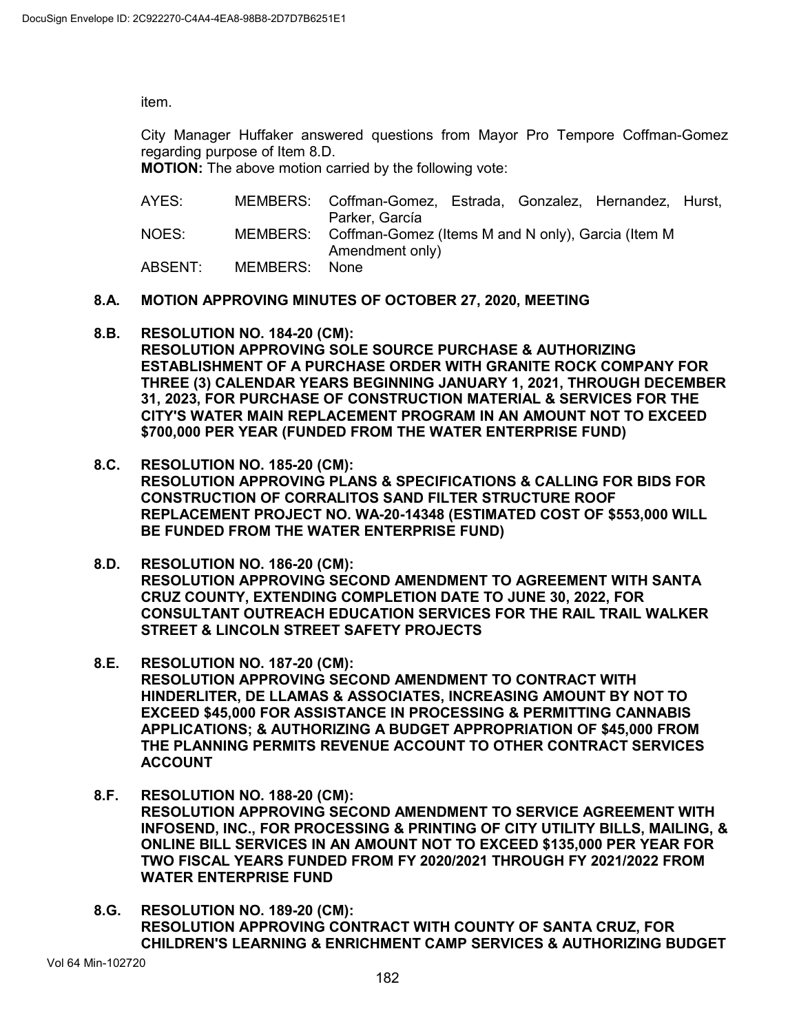item.

City Manager Huffaker answered questions from Mayor Pro Tempore Coffman-Gomez regarding purpose of Item 8.D.

**MOTION:** The above motion carried by the following vote:

| | | |
|---|---|---|
| AYES: | MEMBERS: | Coffman-Gomez, Estrada, Gonzalez, Hernandez, Hurst, Parker, García |
| NOES: | MEMBERS: | Coffman-Gomez (Items M and N only), Garcia (Item M Amendment only) |
| ABSENT: | MEMBERS: | None |

**8.A. MOTION APPROVING MINUTES OF OCTOBER 27, 2020, MEETING**

**8.B. RESOLUTION NO. 184-20 (CM):**
**RESOLUTION APPROVING SOLE SOURCE PURCHASE & AUTHORIZING ESTABLISHMENT OF A PURCHASE ORDER WITH GRANITE ROCK COMPANY FOR THREE (3) CALENDAR YEARS BEGINNING JANUARY 1, 2021, THROUGH DECEMBER 31, 2023, FOR PURCHASE OF CONSTRUCTION MATERIAL & SERVICES FOR THE CITY'S WATER MAIN REPLACEMENT PROGRAM IN AN AMOUNT NOT TO EXCEED $700,000 PER YEAR (FUNDED FROM THE WATER ENTERPRISE FUND)**

**8.C. RESOLUTION NO. 185-20 (CM):**
**RESOLUTION APPROVING PLANS & SPECIFICATIONS & CALLING FOR BIDS FOR CONSTRUCTION OF CORRALITOS SAND FILTER STRUCTURE ROOF REPLACEMENT PROJECT NO. WA-20-14348 (ESTIMATED COST OF $553,000 WILL BE FUNDED FROM THE WATER ENTERPRISE FUND)**

**8.D. RESOLUTION NO. 186-20 (CM):**
**RESOLUTION APPROVING SECOND AMENDMENT TO AGREEMENT WITH SANTA CRUZ COUNTY, EXTENDING COMPLETION DATE TO JUNE 30, 2022, FOR CONSULTANT OUTREACH EDUCATION SERVICES FOR THE RAIL TRAIL WALKER STREET & LINCOLN STREET SAFETY PROJECTS**

**8.E. RESOLUTION NO. 187-20 (CM):**
**RESOLUTION APPROVING SECOND AMENDMENT TO CONTRACT WITH HINDERLITER, DE LLAMAS & ASSOCIATES, INCREASING AMOUNT BY NOT TO EXCEED $45,000 FOR ASSISTANCE IN PROCESSING & PERMITTING CANNABIS APPLICATIONS; & AUTHORIZING A BUDGET APPROPRIATION OF $45,000 FROM THE PLANNING PERMITS REVENUE ACCOUNT TO OTHER CONTRACT SERVICES ACCOUNT**

**8.F. RESOLUTION NO. 188-20 (CM):**
**RESOLUTION APPROVING SECOND AMENDMENT TO SERVICE AGREEMENT WITH INFOSEND, INC., FOR PROCESSING & PRINTING OF CITY UTILITY BILLS, MAILING, & ONLINE BILL SERVICES IN AN AMOUNT NOT TO EXCEED $135,000 PER YEAR FOR TWO FISCAL YEARS FUNDED FROM FY 2020/2021 THROUGH FY 2021/2022 FROM WATER ENTERPRISE FUND**

**8.G. RESOLUTION NO. 189-20 (CM):**
**RESOLUTION APPROVING CONTRACT WITH COUNTY OF SANTA CRUZ, FOR CHILDREN'S LEARNING & ENRICHMENT CAMP SERVICES & AUTHORIZING BUDGET**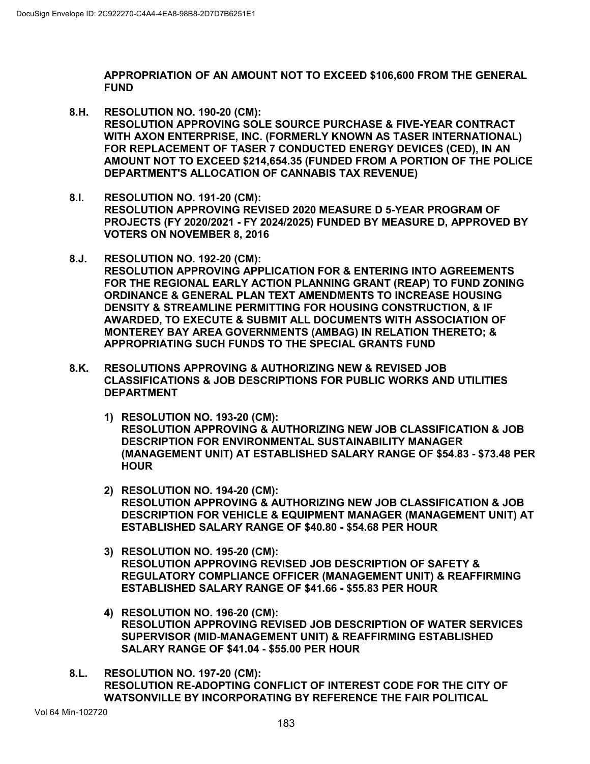**APPROPRIATION OF AN AMOUNT NOT TO EXCEED $106,600 FROM THE GENERAL FUND**

**8.H. RESOLUTION NO. 190-20 (CM):**
**RESOLUTION APPROVING SOLE SOURCE PURCHASE & FIVE-YEAR CONTRACT WITH AXON ENTERPRISE, INC. (FORMERLY KNOWN AS TASER INTERNATIONAL) FOR REPLACEMENT OF TASER 7 CONDUCTED ENERGY DEVICES (CED), IN AN AMOUNT NOT TO EXCEED $214,654.35 (FUNDED FROM A PORTION OF THE POLICE DEPARTMENT'S ALLOCATION OF CANNABIS TAX REVENUE)**

**8.I. RESOLUTION NO. 191-20 (CM):**
**RESOLUTION APPROVING REVISED 2020 MEASURE D 5-YEAR PROGRAM OF PROJECTS (FY 2020/2021 - FY 2024/2025) FUNDED BY MEASURE D, APPROVED BY VOTERS ON NOVEMBER 8, 2016**

**8.J. RESOLUTION NO. 192-20 (CM):**
**RESOLUTION APPROVING APPLICATION FOR & ENTERING INTO AGREEMENTS FOR THE REGIONAL EARLY ACTION PLANNING GRANT (REAP) TO FUND ZONING ORDINANCE & GENERAL PLAN TEXT AMENDMENTS TO INCREASE HOUSING DENSITY & STREAMLINE PERMITTING FOR HOUSING CONSTRUCTION, & IF AWARDED, TO EXECUTE & SUBMIT ALL DOCUMENTS WITH ASSOCIATION OF MONTEREY BAY AREA GOVERNMENTS (AMBAG) IN RELATION THERETO; & APPROPRIATING SUCH FUNDS TO THE SPECIAL GRANTS FUND**

**8.K. RESOLUTIONS APPROVING & AUTHORIZING NEW & REVISED JOB CLASSIFICATIONS & JOB DESCRIPTIONS FOR PUBLIC WORKS AND UTILITIES DEPARTMENT**

1) **RESOLUTION NO. 193-20 (CM):**
   **RESOLUTION APPROVING & AUTHORIZING NEW JOB CLASSIFICATION & JOB DESCRIPTION FOR ENVIRONMENTAL SUSTAINABILITY MANAGER (MANAGEMENT UNIT) AT ESTABLISHED SALARY RANGE OF $54.83 - $73.48 PER HOUR**

2) **RESOLUTION NO. 194-20 (CM):**
   **RESOLUTION APPROVING & AUTHORIZING NEW JOB CLASSIFICATION & JOB DESCRIPTION FOR VEHICLE & EQUIPMENT MANAGER (MANAGEMENT UNIT) AT ESTABLISHED SALARY RANGE OF $40.80 - $54.68 PER HOUR**

3) **RESOLUTION NO. 195-20 (CM):**
   **RESOLUTION APPROVING REVISED JOB DESCRIPTION OF SAFETY & REGULATORY COMPLIANCE OFFICER (MANAGEMENT UNIT) & REAFFIRMING ESTABLISHED SALARY RANGE OF $41.66 - $55.83 PER HOUR**

4) **RESOLUTION NO. 196-20 (CM):**
   **RESOLUTION APPROVING REVISED JOB DESCRIPTION OF WATER SERVICES SUPERVISOR (MID-MANAGEMENT UNIT) & REAFFIRMING ESTABLISHED SALARY RANGE OF $41.04 - $55.00 PER HOUR**

**8.L. RESOLUTION NO. 197-20 (CM):**
**RESOLUTION RE-ADOPTING CONFLICT OF INTEREST CODE FOR THE CITY OF WATSONVILLE BY INCORPORATING BY REFERENCE THE FAIR POLITICAL**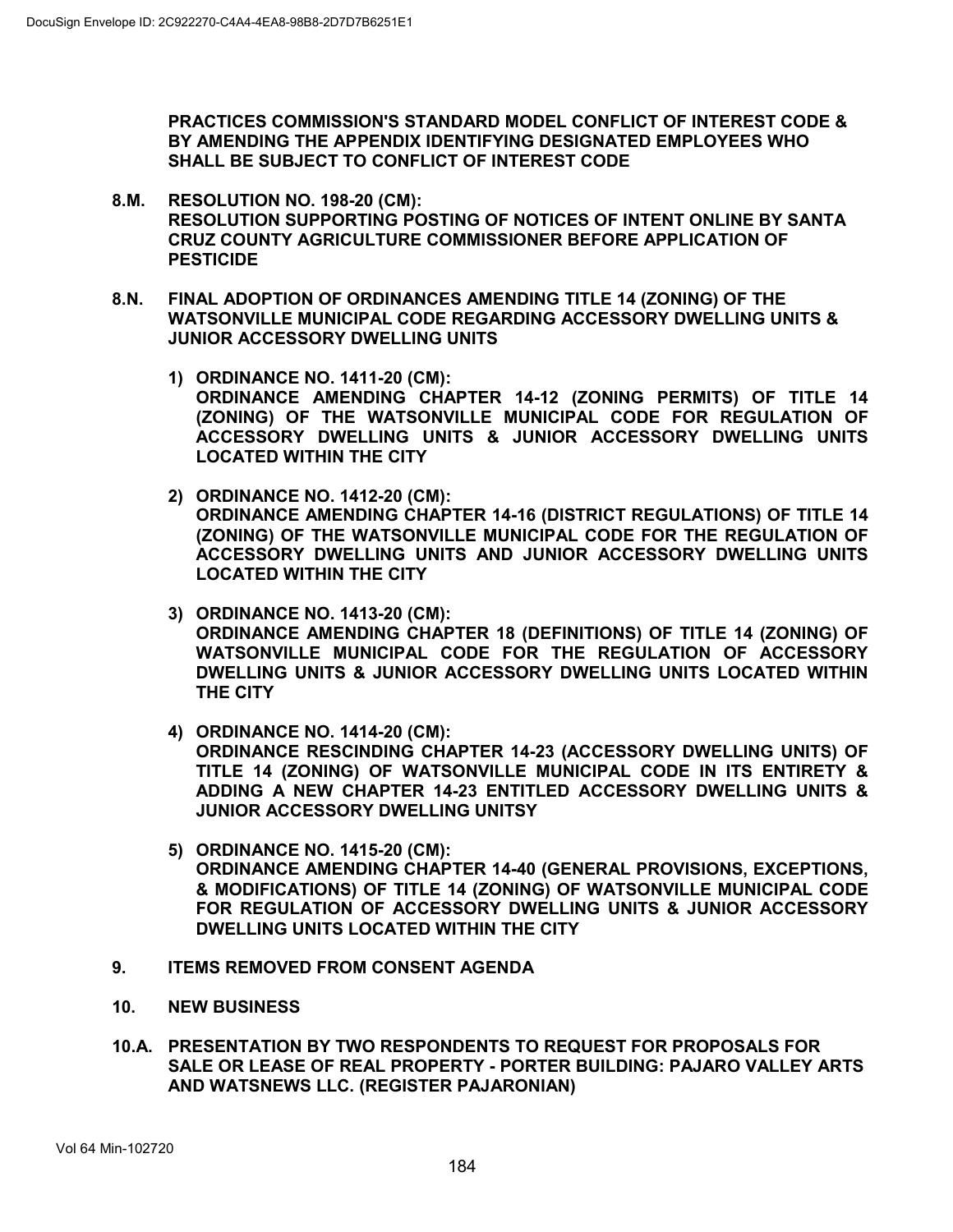**PRACTICES COMMISSION'S STANDARD MODEL CONFLICT OF INTEREST CODE & BY AMENDING THE APPENDIX IDENTIFYING DESIGNATED EMPLOYEES WHO SHALL BE SUBJECT TO CONFLICT OF INTEREST CODE**

**8.M. RESOLUTION NO. 198-20 (CM):**
**RESOLUTION SUPPORTING POSTING OF NOTICES OF INTENT ONLINE BY SANTA CRUZ COUNTY AGRICULTURE COMMISSIONER BEFORE APPLICATION OF PESTICIDE**

**8.N. FINAL ADOPTION OF ORDINANCES AMENDING TITLE 14 (ZONING) OF THE WATSONVILLE MUNICIPAL CODE REGARDING ACCESSORY DWELLING UNITS & JUNIOR ACCESSORY DWELLING UNITS**

1) **ORDINANCE NO. 1411-20 (CM):**
**ORDINANCE AMENDING CHAPTER 14-12 (ZONING PERMITS) OF TITLE 14 (ZONING) OF THE WATSONVILLE MUNICIPAL CODE FOR REGULATION OF ACCESSORY DWELLING UNITS & JUNIOR ACCESSORY DWELLING UNITS LOCATED WITHIN THE CITY**

2) **ORDINANCE NO. 1412-20 (CM):**
**ORDINANCE AMENDING CHAPTER 14-16 (DISTRICT REGULATIONS) OF TITLE 14 (ZONING) OF THE WATSONVILLE MUNICIPAL CODE FOR THE REGULATION OF ACCESSORY DWELLING UNITS AND JUNIOR ACCESSORY DWELLING UNITS LOCATED WITHIN THE CITY**

3) **ORDINANCE NO. 1413-20 (CM):**
**ORDINANCE AMENDING CHAPTER 18 (DEFINITIONS) OF TITLE 14 (ZONING) OF WATSONVILLE MUNICIPAL CODE FOR THE REGULATION OF ACCESSORY DWELLING UNITS & JUNIOR ACCESSORY DWELLING UNITS LOCATED WITHIN THE CITY**

4) **ORDINANCE NO. 1414-20 (CM):**
**ORDINANCE RESCINDING CHAPTER 14-23 (ACCESSORY DWELLING UNITS) OF TITLE 14 (ZONING) OF WATSONVILLE MUNICIPAL CODE IN ITS ENTIRETY & ADDING A NEW CHAPTER 14-23 ENTITLED ACCESSORY DWELLING UNITS & JUNIOR ACCESSORY DWELLING UNITSY**

5) **ORDINANCE NO. 1415-20 (CM):**
**ORDINANCE AMENDING CHAPTER 14-40 (GENERAL PROVISIONS, EXCEPTIONS, & MODIFICATIONS) OF TITLE 14 (ZONING) OF WATSONVILLE MUNICIPAL CODE FOR REGULATION OF ACCESSORY DWELLING UNITS & JUNIOR ACCESSORY DWELLING UNITS LOCATED WITHIN THE CITY**

**9. ITEMS REMOVED FROM CONSENT AGENDA**

**10. NEW BUSINESS**

**10.A. PRESENTATION BY TWO RESPONDENTS TO REQUEST FOR PROPOSALS FOR SALE OR LEASE OF REAL PROPERTY - PORTER BUILDING: PAJARO VALLEY ARTS AND WATSNEWS LLC. (REGISTER PAJARONIAN)**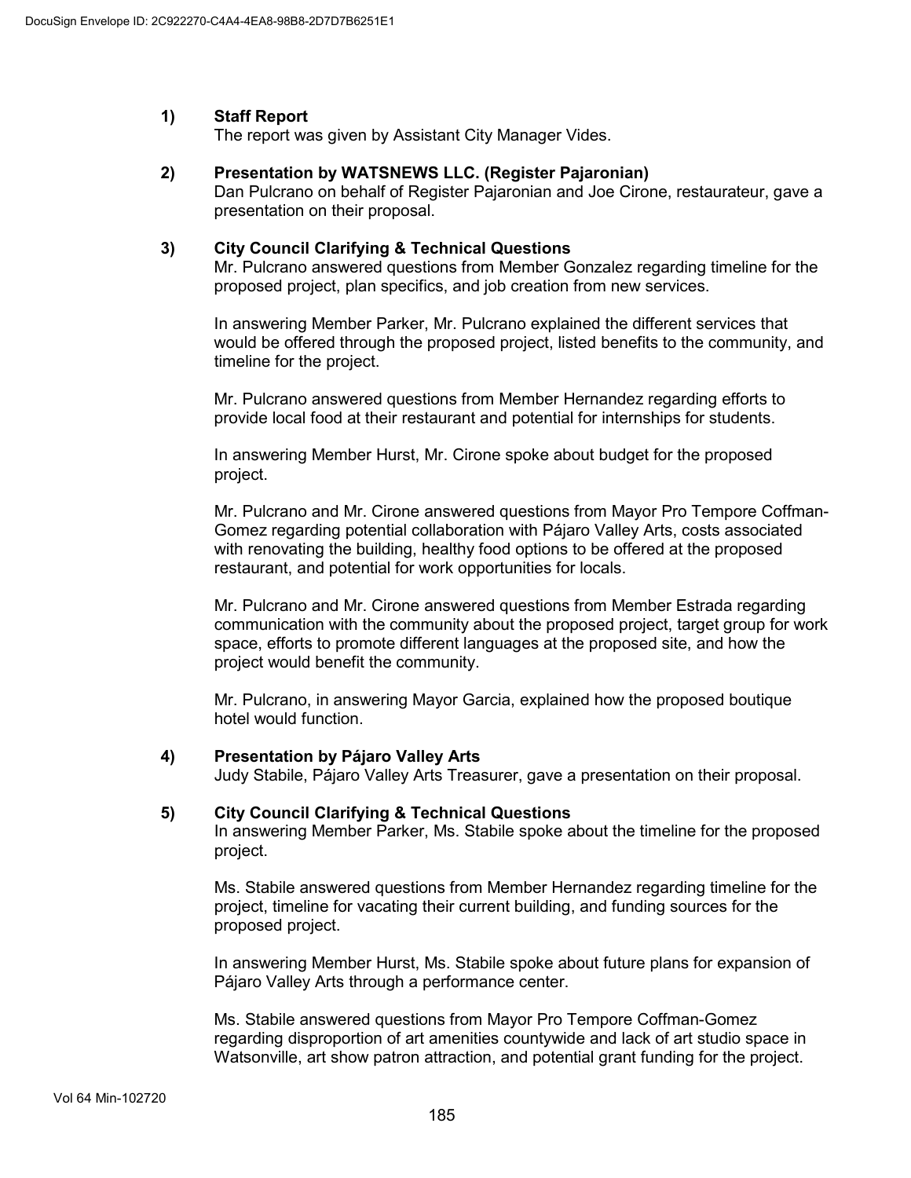1) **Staff Report**
The report was given by Assistant City Manager Vides.

2) **Presentation by WATSNEWS LLC. (Register Pajaronian)**
Dan Pulcrano on behalf of Register Pajaronian and Joe Cirone, restaurateur, gave a presentation on their proposal.

3) **City Council Clarifying & Technical Questions**
Mr. Pulcrano answered questions from Member Gonzalez regarding timeline for the proposed project, plan specifics, and job creation from new services.

In answering Member Parker, Mr. Pulcrano explained the different services that would be offered through the proposed project, listed benefits to the community, and timeline for the project.

Mr. Pulcrano answered questions from Member Hernandez regarding efforts to provide local food at their restaurant and potential for internships for students.

In answering Member Hurst, Mr. Cirone spoke about budget for the proposed project.

Mr. Pulcrano and Mr. Cirone answered questions from Mayor Pro Tempore Coffman-Gomez regarding potential collaboration with Pájaro Valley Arts, costs associated with renovating the building, healthy food options to be offered at the proposed restaurant, and potential for work opportunities for locals.

Mr. Pulcrano and Mr. Cirone answered questions from Member Estrada regarding communication with the community about the proposed project, target group for work space, efforts to promote different languages at the proposed site, and how the project would benefit the community.

Mr. Pulcrano, in answering Mayor Garcia, explained how the proposed boutique hotel would function.

4) **Presentation by Pájaro Valley Arts**
Judy Stabile, Pájaro Valley Arts Treasurer, gave a presentation on their proposal.

5) **City Council Clarifying & Technical Questions**
In answering Member Parker, Ms. Stabile spoke about the timeline for the proposed project.

Ms. Stabile answered questions from Member Hernandez regarding timeline for the project, timeline for vacating their current building, and funding sources for the proposed project.

In answering Member Hurst, Ms. Stabile spoke about future plans for expansion of Pájaro Valley Arts through a performance center.

Ms. Stabile answered questions from Mayor Pro Tempore Coffman-Gomez regarding disproportion of art amenities countywide and lack of art studio space in Watsonville, art show patron attraction, and potential grant funding for the project.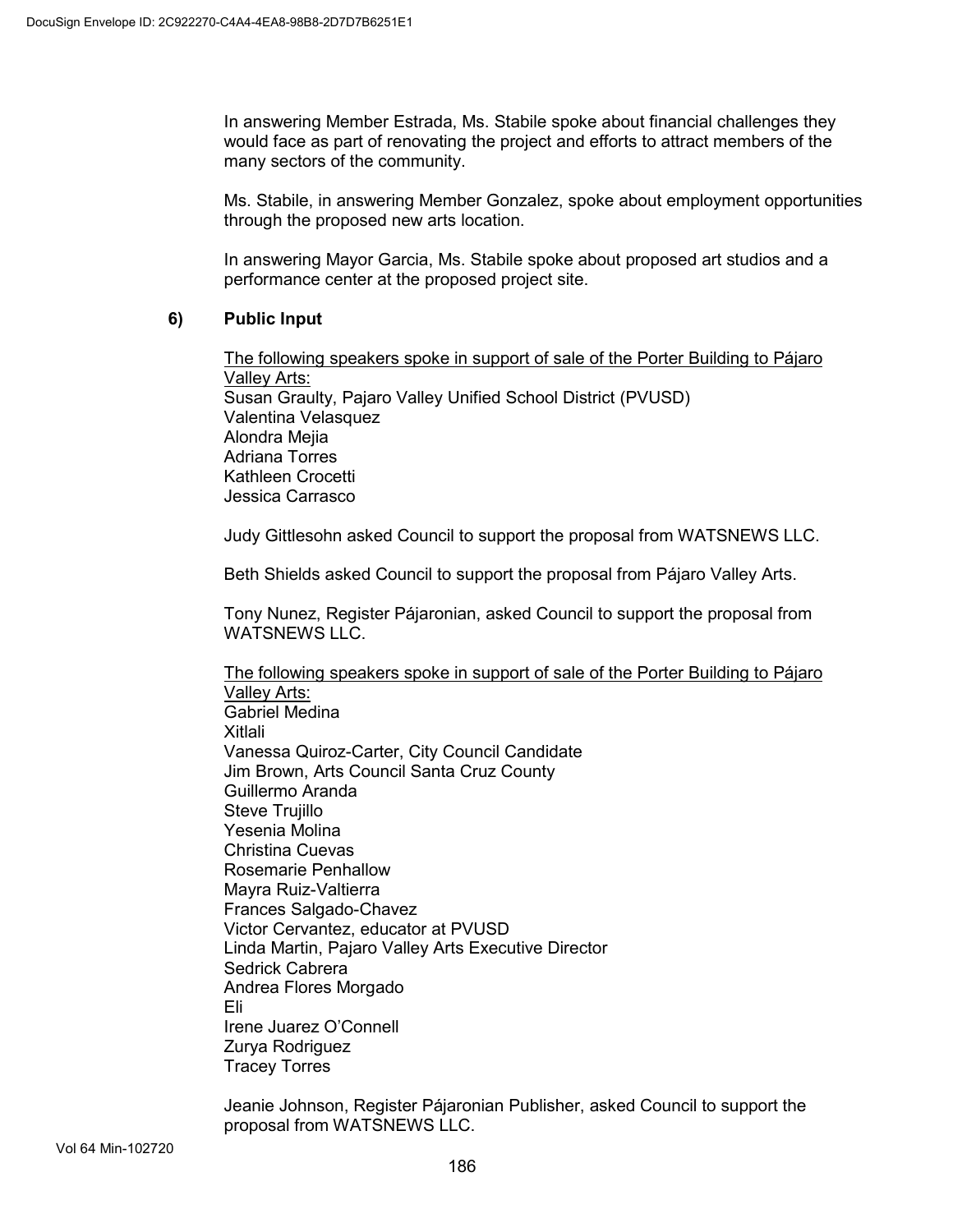In answering Member Estrada, Ms. Stabile spoke about financial challenges they would face as part of renovating the project and efforts to attract members of the many sectors of the community.

Ms. Stabile, in answering Member Gonzalez, spoke about employment opportunities through the proposed new arts location.

In answering Mayor Garcia, Ms. Stabile spoke about proposed art studios and a performance center at the proposed project site.

**6) Public Input**

<u>The following speakers spoke in support of sale of the Porter Building to Pájaro Valley Arts:</u>
Susan Graulty, Pajaro Valley Unified School District (PVUSD)
Valentina Velasquez
Alondra Mejia
Adriana Torres
Kathleen Crocetti
Jessica Carrasco

Judy Gittlesohn asked Council to support the proposal from WATSNEWS LLC.

Beth Shields asked Council to support the proposal from Pájaro Valley Arts.

Tony Nunez, Register Pájaronian, asked Council to support the proposal from WATSNEWS LLC.

<u>The following speakers spoke in support of sale of the Porter Building to Pájaro Valley Arts:</u>
Gabriel Medina
Xitlali
Vanessa Quiroz-Carter, City Council Candidate
Jim Brown, Arts Council Santa Cruz County
Guillermo Aranda
Steve Trujillo
Yesenia Molina
Christina Cuevas
Rosemarie Penhallow
Mayra Ruiz-Valtierra
Frances Salgado-Chavez
Victor Cervantez, educator at PVUSD
Linda Martin, Pajaro Valley Arts Executive Director
Sedrick Cabrera
Andrea Flores Morgado
Eli
Irene Juarez O'Connell
Zurya Rodriguez
Tracey Torres

Jeanie Johnson, Register Pájaronian Publisher, asked Council to support the proposal from WATSNEWS LLC.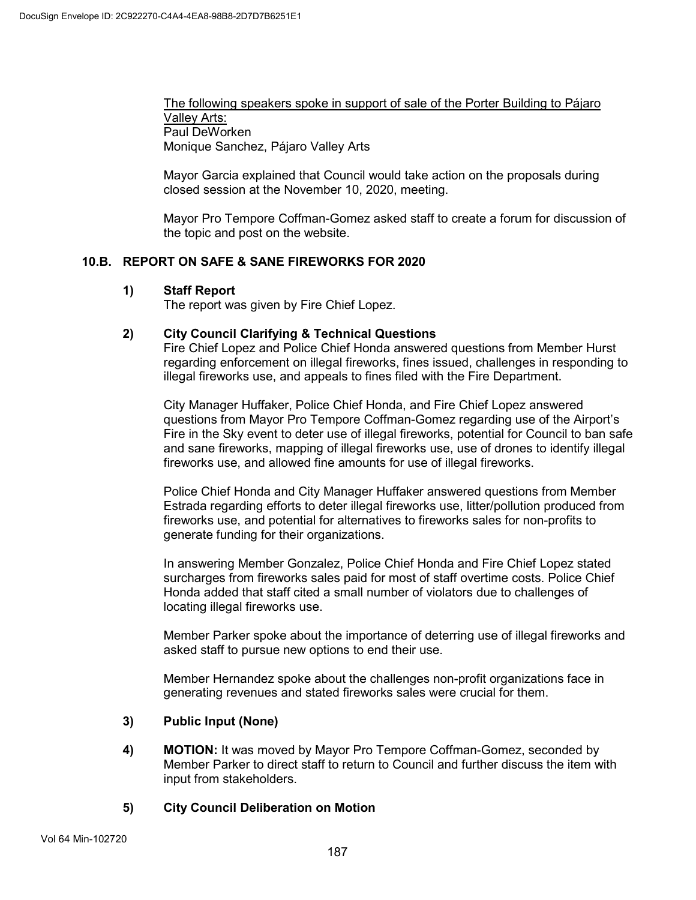The following speakers spoke in support of sale of the Porter Building to Pájaro Valley Arts:
Paul DeWorken
Monique Sanchez, Pájaro Valley Arts

Mayor Garcia explained that Council would take action on the proposals during closed session at the November 10, 2020, meeting.

Mayor Pro Tempore Coffman-Gomez asked staff to create a forum for discussion of the topic and post on the website.

## 10.B. REPORT ON SAFE & SANE FIREWORKS FOR 2020

**1) Staff Report**

The report was given by Fire Chief Lopez.

**2) City Council Clarifying & Technical Questions**

Fire Chief Lopez and Police Chief Honda answered questions from Member Hurst regarding enforcement on illegal fireworks, fines issued, challenges in responding to illegal fireworks use, and appeals to fines filed with the Fire Department.

City Manager Huffaker, Police Chief Honda, and Fire Chief Lopez answered questions from Mayor Pro Tempore Coffman-Gomez regarding use of the Airport's Fire in the Sky event to deter use of illegal fireworks, potential for Council to ban safe and sane fireworks, mapping of illegal fireworks use, use of drones to identify illegal fireworks use, and allowed fine amounts for use of illegal fireworks.

Police Chief Honda and City Manager Huffaker answered questions from Member Estrada regarding efforts to deter illegal fireworks use, litter/pollution produced from fireworks use, and potential for alternatives to fireworks sales for non-profits to generate funding for their organizations.

In answering Member Gonzalez, Police Chief Honda and Fire Chief Lopez stated surcharges from fireworks sales paid for most of staff overtime costs. Police Chief Honda added that staff cited a small number of violators due to challenges of locating illegal fireworks use.

Member Parker spoke about the importance of deterring use of illegal fireworks and asked staff to pursue new options to end their use.

Member Hernandez spoke about the challenges non-profit organizations face in generating revenues and stated fireworks sales were crucial for them.

**3) Public Input (None)**

**4) MOTION:** It was moved by Mayor Pro Tempore Coffman-Gomez, seconded by Member Parker to direct staff to return to Council and further discuss the item with input from stakeholders.

**5) City Council Deliberation on Motion**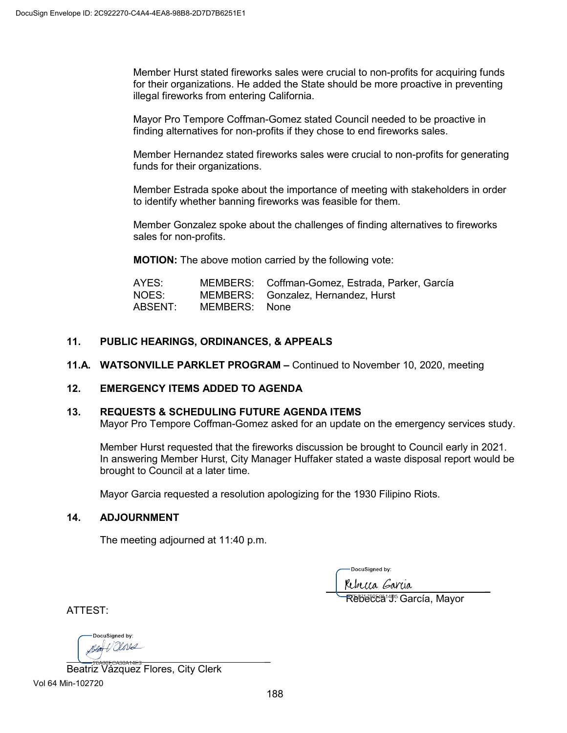Member Hurst stated fireworks sales were crucial to non-profits for acquiring funds for their organizations. He added the State should be more proactive in preventing illegal fireworks from entering California.

Mayor Pro Tempore Coffman-Gomez stated Council needed to be proactive in finding alternatives for non-profits if they chose to end fireworks sales.

Member Hernandez stated fireworks sales were crucial to non-profits for generating funds for their organizations.

Member Estrada spoke about the importance of meeting with stakeholders in order to identify whether banning fireworks was feasible for them.

Member Gonzalez spoke about the challenges of finding alternatives to fireworks sales for non-profits.

**MOTION:** The above motion carried by the following vote:

| | | |
|---|---|---|
| AYES: | MEMBERS: | Coffman-Gomez, Estrada, Parker, García |
| NOES: | MEMBERS: | Gonzalez, Hernandez, Hurst |
| ABSENT: | MEMBERS: | None |

## 11. PUBLIC HEARINGS, ORDINANCES, & APPEALS

**11.A. WATSONVILLE PARKLET PROGRAM –** Continued to November 10, 2020, meeting

## 12. EMERGENCY ITEMS ADDED TO AGENDA

## 13. REQUESTS & SCHEDULING FUTURE AGENDA ITEMS

Mayor Pro Tempore Coffman-Gomez asked for an update on the emergency services study.

Member Hurst requested that the fireworks discussion be brought to Council early in 2021. In answering Member Hurst, City Manager Huffaker stated a waste disposal report would be brought to Council at a later time.

Mayor Garcia requested a resolution apologizing for the 1930 Filipino Riots.

## 14. ADJOURNMENT

The meeting adjourned at 11:40 p.m.

DocuSigned by:
Rebecca Garcia

Rebecca J. García, Mayor

ATTEST:

DocuSigned by:

Beatriz Vázquez Flores, City Clerk

Vol 64 Min-102720